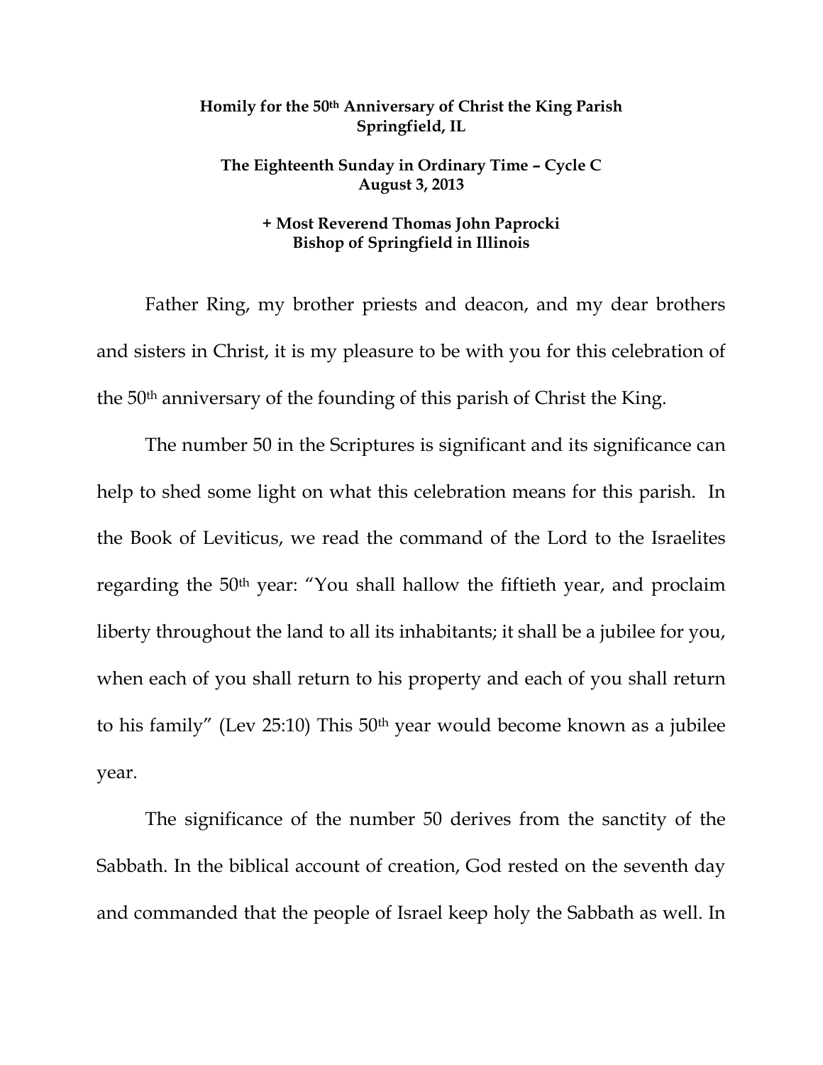**Homily for the 50th Anniversary of Christ the King Parish**
**Springfield, IL**

**The Eighteenth Sunday in Ordinary Time – Cycle C**
**August 3, 2013**

**+ Most Reverend Thomas John Paprocki**
**Bishop of Springfield in Illinois**

Father Ring, my brother priests and deacon, and my dear brothers and sisters in Christ, it is my pleasure to be with you for this celebration of the 50th anniversary of the founding of this parish of Christ the King.

The number 50 in the Scriptures is significant and its significance can help to shed some light on what this celebration means for this parish. In the Book of Leviticus, we read the command of the Lord to the Israelites regarding the 50th year: "You shall hallow the fiftieth year, and proclaim liberty throughout the land to all its inhabitants; it shall be a jubilee for you, when each of you shall return to his property and each of you shall return to his family" (Lev 25:10) This 50th year would become known as a jubilee year.

The significance of the number 50 derives from the sanctity of the Sabbath. In the biblical account of creation, God rested on the seventh day and commanded that the people of Israel keep holy the Sabbath as well. In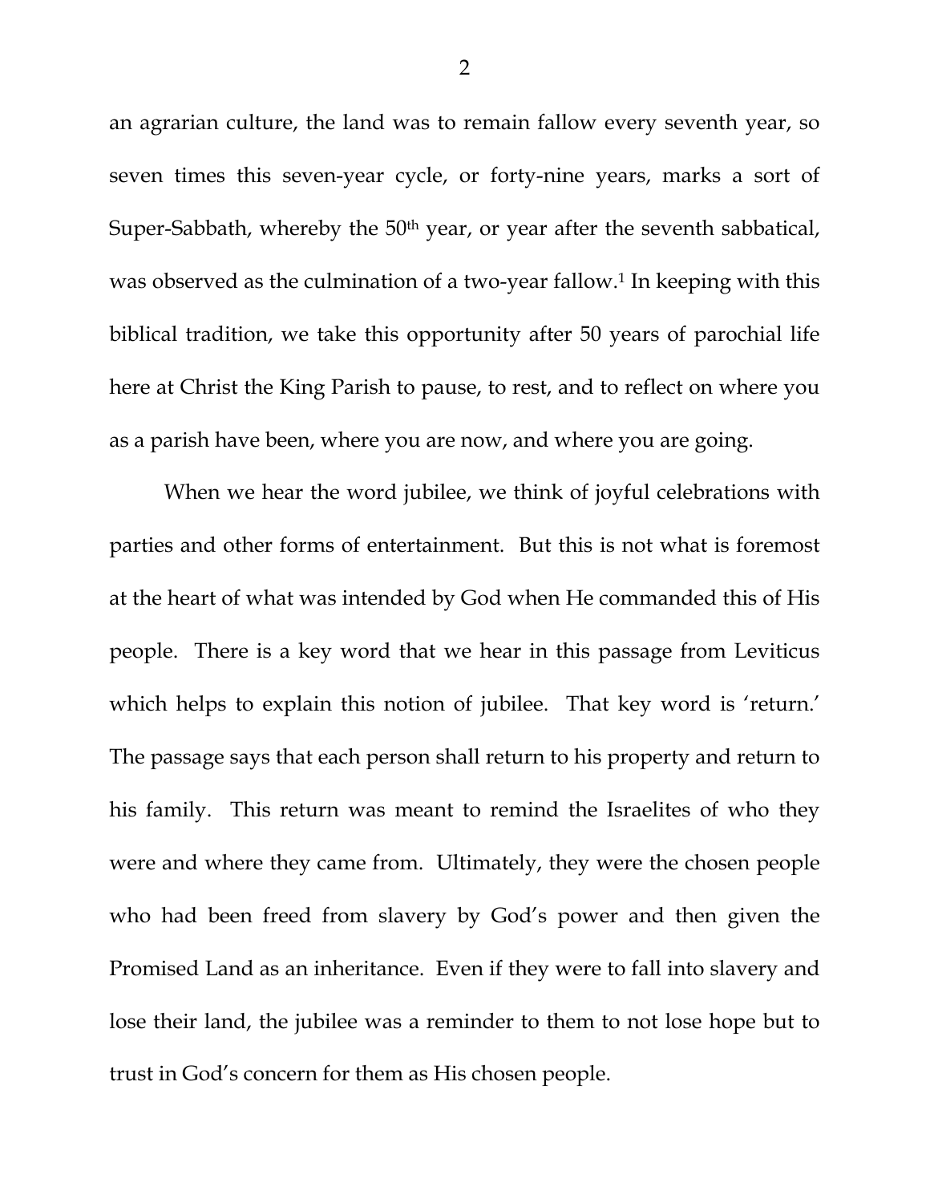an agrarian culture, the land was to remain fallow every seventh year, so seven times this seven-year cycle, or forty-nine years, marks a sort of Super-Sabbath, whereby the 50th year, or year after the seventh sabbatical, was observed as the culmination of a two-year fallow.[1] In keeping with this biblical tradition, we take this opportunity after 50 years of parochial life here at Christ the King Parish to pause, to rest, and to reflect on where you as a parish have been, where you are now, and where you are going.

When we hear the word jubilee, we think of joyful celebrations with parties and other forms of entertainment. But this is not what is foremost at the heart of what was intended by God when He commanded this of His people. There is a key word that we hear in this passage from Leviticus which helps to explain this notion of jubilee. That key word is 'return.' The passage says that each person shall return to his property and return to his family. This return was meant to remind the Israelites of who they were and where they came from. Ultimately, they were the chosen people who had been freed from slavery by God's power and then given the Promised Land as an inheritance. Even if they were to fall into slavery and lose their land, the jubilee was a reminder to them to not lose hope but to trust in God's concern for them as His chosen people.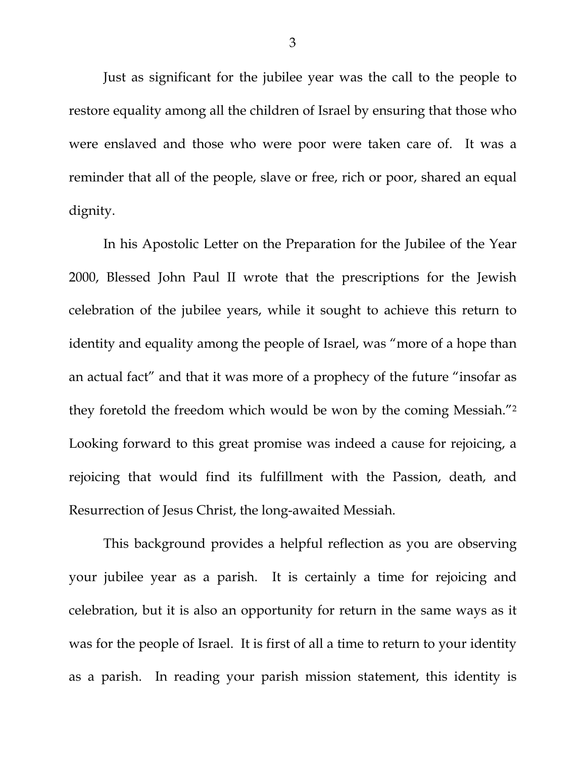Just as significant for the jubilee year was the call to the people to restore equality among all the children of Israel by ensuring that those who were enslaved and those who were poor were taken care of. It was a reminder that all of the people, slave or free, rich or poor, shared an equal dignity.

In his Apostolic Letter on the Preparation for the Jubilee of the Year 2000, Blessed John Paul II wrote that the prescriptions for the Jewish celebration of the jubilee years, while it sought to achieve this return to identity and equality among the people of Israel, was "more of a hope than an actual fact" and that it was more of a prophecy of the future "insofar as they foretold the freedom which would be won by the coming Messiah."[2] Looking forward to this great promise was indeed a cause for rejoicing, a rejoicing that would find its fulfillment with the Passion, death, and Resurrection of Jesus Christ, the long-awaited Messiah.

This background provides a helpful reflection as you are observing your jubilee year as a parish. It is certainly a time for rejoicing and celebration, but it is also an opportunity for return in the same ways as it was for the people of Israel. It is first of all a time to return to your identity as a parish. In reading your parish mission statement, this identity is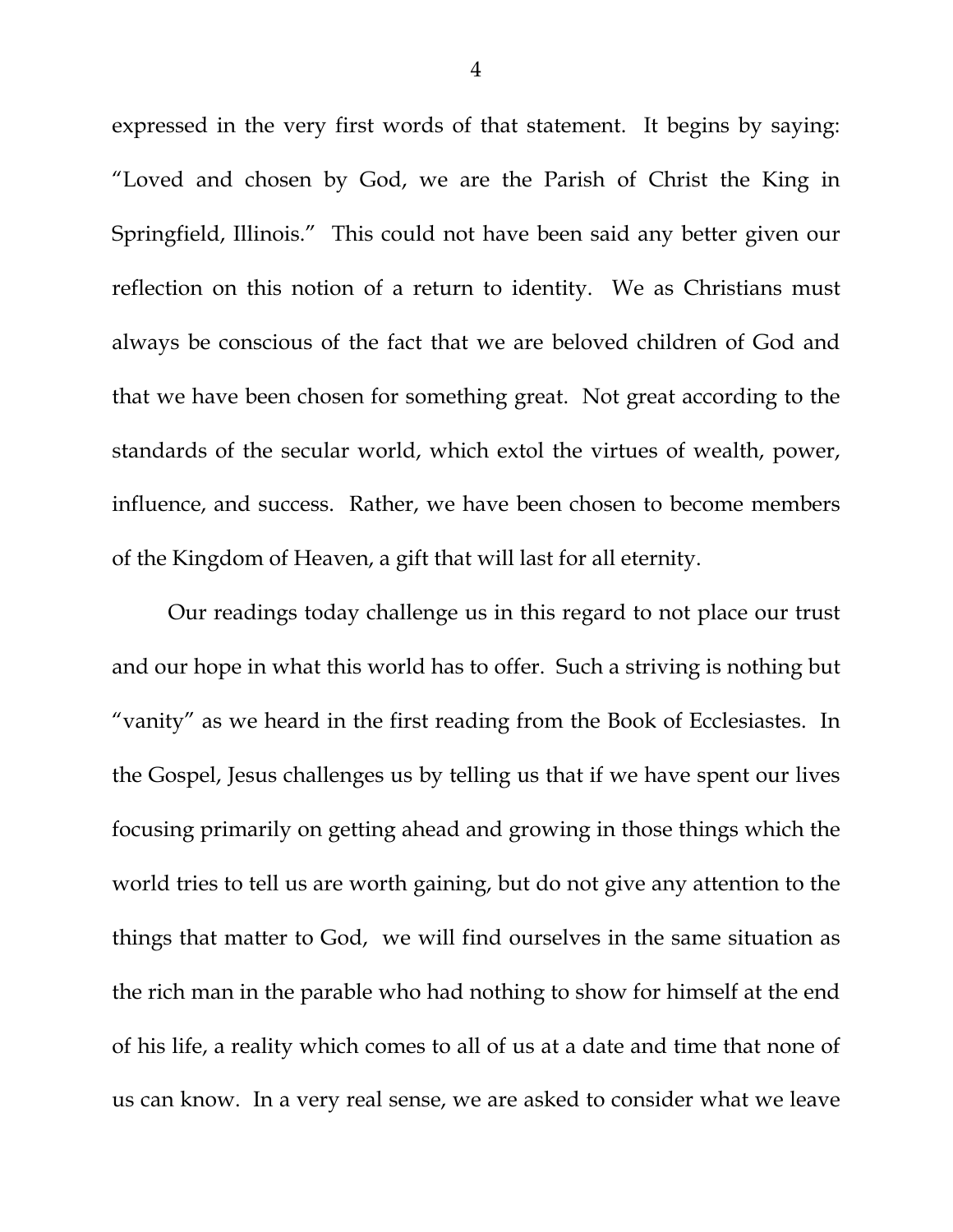expressed in the very first words of that statement. It begins by saying: "Loved and chosen by God, we are the Parish of Christ the King in Springfield, Illinois." This could not have been said any better given our reflection on this notion of a return to identity. We as Christians must always be conscious of the fact that we are beloved children of God and that we have been chosen for something great. Not great according to the standards of the secular world, which extol the virtues of wealth, power, influence, and success. Rather, we have been chosen to become members of the Kingdom of Heaven, a gift that will last for all eternity.

Our readings today challenge us in this regard to not place our trust and our hope in what this world has to offer. Such a striving is nothing but "vanity" as we heard in the first reading from the Book of Ecclesiastes. In the Gospel, Jesus challenges us by telling us that if we have spent our lives focusing primarily on getting ahead and growing in those things which the world tries to tell us are worth gaining, but do not give any attention to the things that matter to God, we will find ourselves in the same situation as the rich man in the parable who had nothing to show for himself at the end of his life, a reality which comes to all of us at a date and time that none of us can know. In a very real sense, we are asked to consider what we leave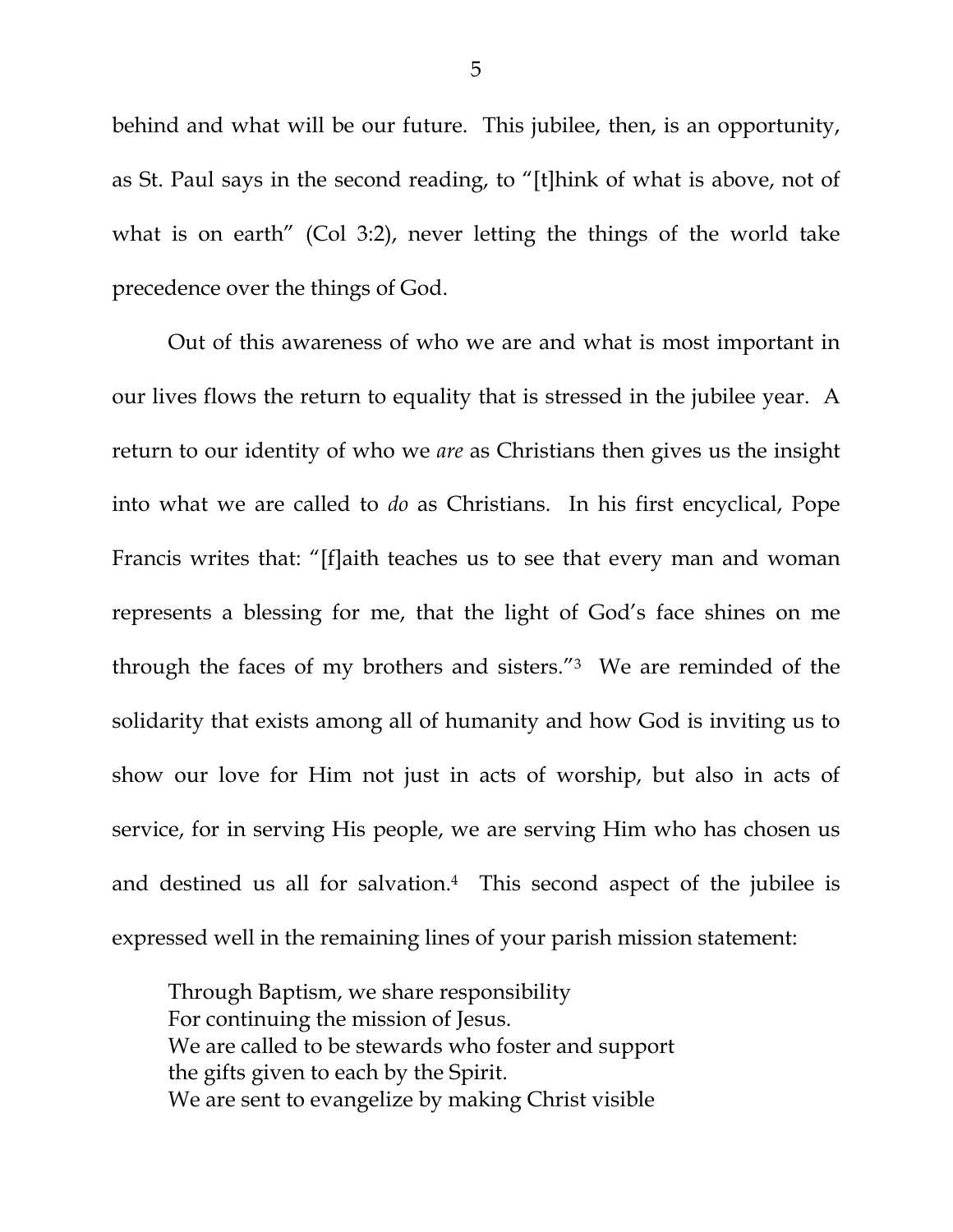behind and what will be our future. This jubilee, then, is an opportunity, as St. Paul says in the second reading, to "[t]hink of what is above, not of what is on earth" (Col 3:2), never letting the things of the world take precedence over the things of God.

Out of this awareness of who we are and what is most important in our lives flows the return to equality that is stressed in the jubilee year. A return to our identity of who we *are* as Christians then gives us the insight into what we are called to *do* as Christians. In his first encyclical, Pope Francis writes that: "[f]aith teaches us to see that every man and woman represents a blessing for me, that the light of God's face shines on me through the faces of my brothers and sisters."[3] We are reminded of the solidarity that exists among all of humanity and how God is inviting us to show our love for Him not just in acts of worship, but also in acts of service, for in serving His people, we are serving Him who has chosen us and destined us all for salvation.[4] This second aspect of the jubilee is expressed well in the remaining lines of your parish mission statement:

> Through Baptism, we share responsibility
> For continuing the mission of Jesus.
> We are called to be stewards who foster and support
> the gifts given to each by the Spirit.
> We are sent to evangelize by making Christ visible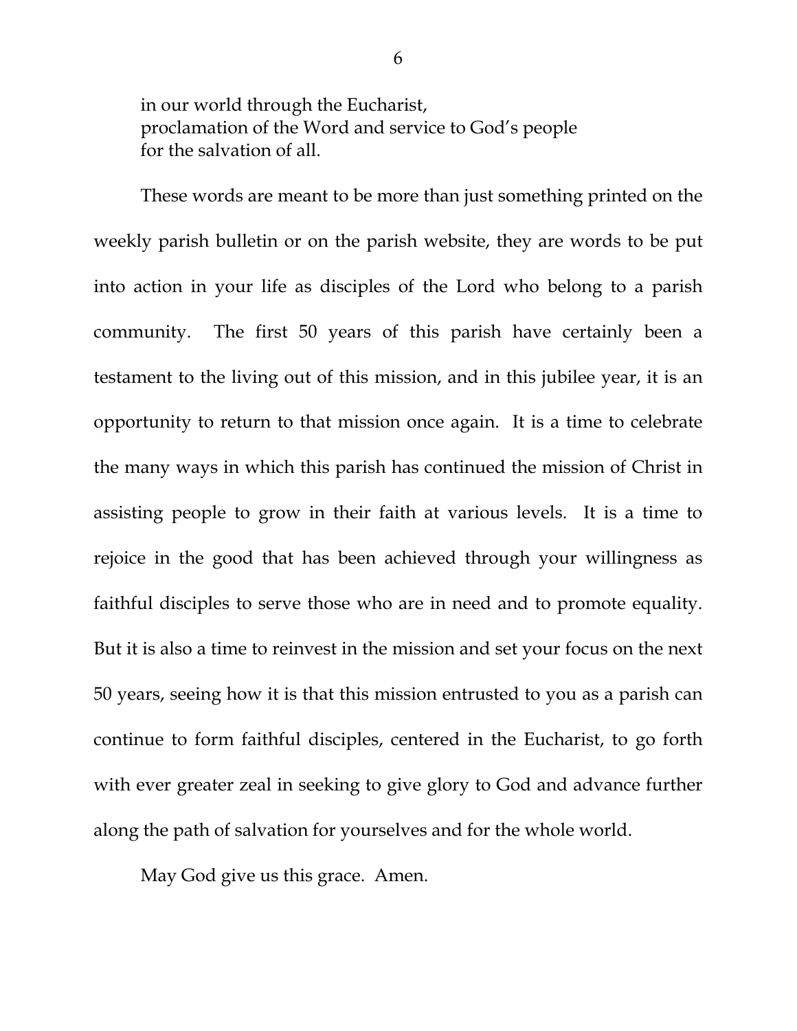in our world through the Eucharist,  
proclamation of the Word and service to God's people  
for the salvation of all.

These words are meant to be more than just something printed on the weekly parish bulletin or on the parish website, they are words to be put into action in your life as disciples of the Lord who belong to a parish community. The first 50 years of this parish have certainly been a testament to the living out of this mission, and in this jubilee year, it is an opportunity to return to that mission once again. It is a time to celebrate the many ways in which this parish has continued the mission of Christ in assisting people to grow in their faith at various levels. It is a time to rejoice in the good that has been achieved through your willingness as faithful disciples to serve those who are in need and to promote equality. But it is also a time to reinvest in the mission and set your focus on the next 50 years, seeing how it is that this mission entrusted to you as a parish can continue to form faithful disciples, centered in the Eucharist, to go forth with ever greater zeal in seeking to give glory to God and advance further along the path of salvation for yourselves and for the whole world.

May God give us this grace. Amen.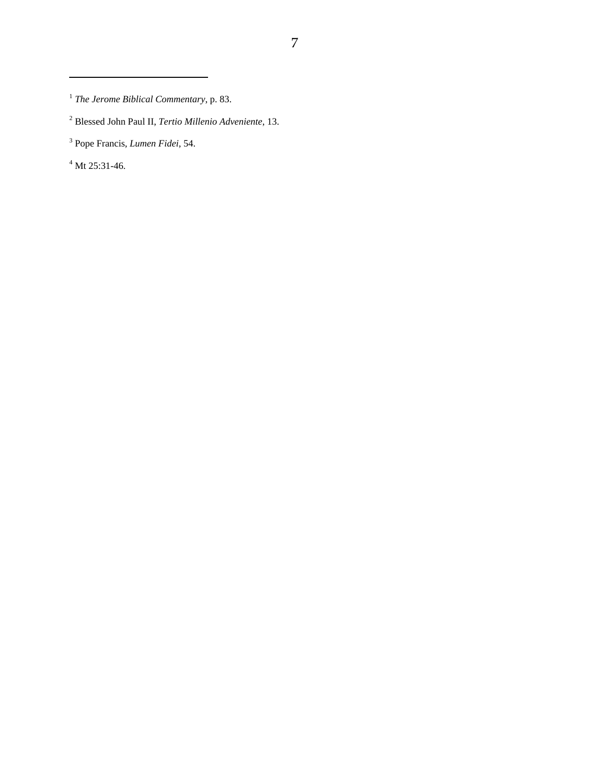[1] *The Jerome Biblical Commentary*, p. 83.

[2] Blessed John Paul II, *Tertio Millenio Adveniente*, 13.

[3] Pope Francis, *Lumen Fidei*, 54.

[4] Mt 25:31-46.